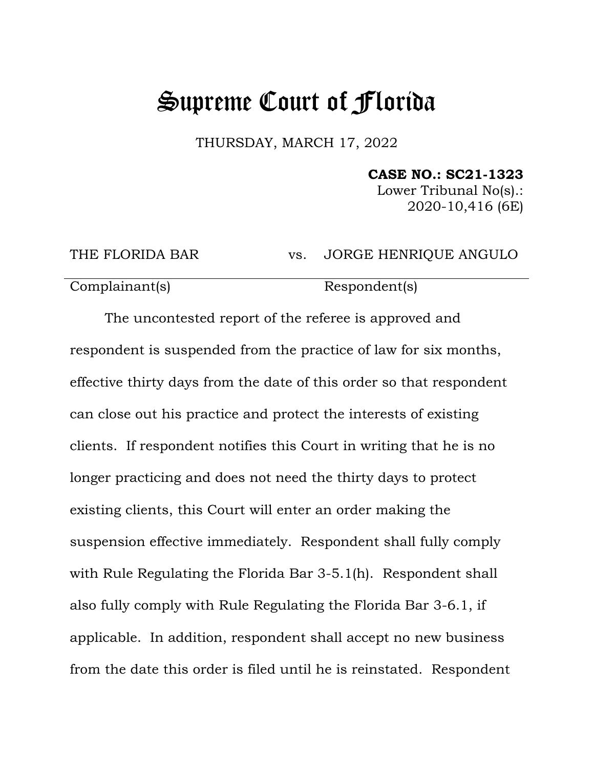# Supreme Court of Florida

THURSDAY, MARCH 17, 2022

**CASE NO.: SC21-1323**
Lower Tribunal No(s).:
2020-10,416 (6E)

| THE FLORIDA BAR | vs. | JORGE HENRIQUE ANGULO |
|---|---|---|
| Complainant(s) | | Respondent(s) |

The uncontested report of the referee is approved and respondent is suspended from the practice of law for six months, effective thirty days from the date of this order so that respondent can close out his practice and protect the interests of existing clients. If respondent notifies this Court in writing that he is no longer practicing and does not need the thirty days to protect existing clients, this Court will enter an order making the suspension effective immediately. Respondent shall fully comply with Rule Regulating the Florida Bar 3-5.1(h). Respondent shall also fully comply with Rule Regulating the Florida Bar 3-6.1, if applicable. In addition, respondent shall accept no new business from the date this order is filed until he is reinstated. Respondent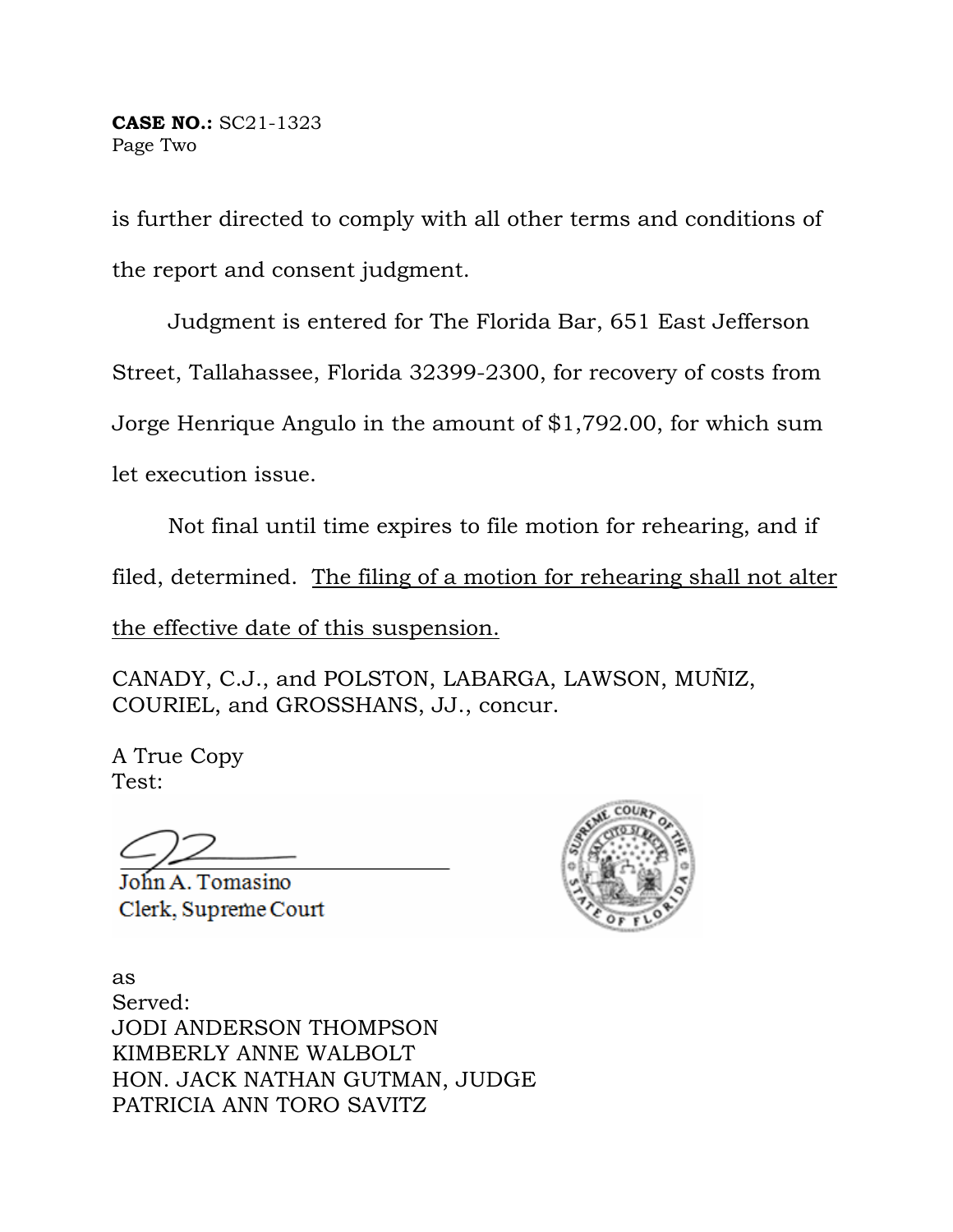is further directed to comply with all other terms and conditions of the report and consent judgment.

Judgment is entered for The Florida Bar, 651 East Jefferson Street, Tallahassee, Florida 32399-2300, for recovery of costs from Jorge Henrique Angulo in the amount of $1,792.00, for which sum let execution issue.

Not final until time expires to file motion for rehearing, and if filed, determined. <u>The filing of a motion for rehearing shall not alter the effective date of this suspension.</u>

CANADY, C.J., and POLSTON, LABARGA, LAWSON, MUÑIZ, COURIEL, and GROSSHANS, JJ., concur.

A True Copy
Test:

John A. Tomasino
Clerk, Supreme Court

as
Served:
JODI ANDERSON THOMPSON
KIMBERLY ANNE WALBOLT
HON. JACK NATHAN GUTMAN, JUDGE
PATRICIA ANN TORO SAVITZ